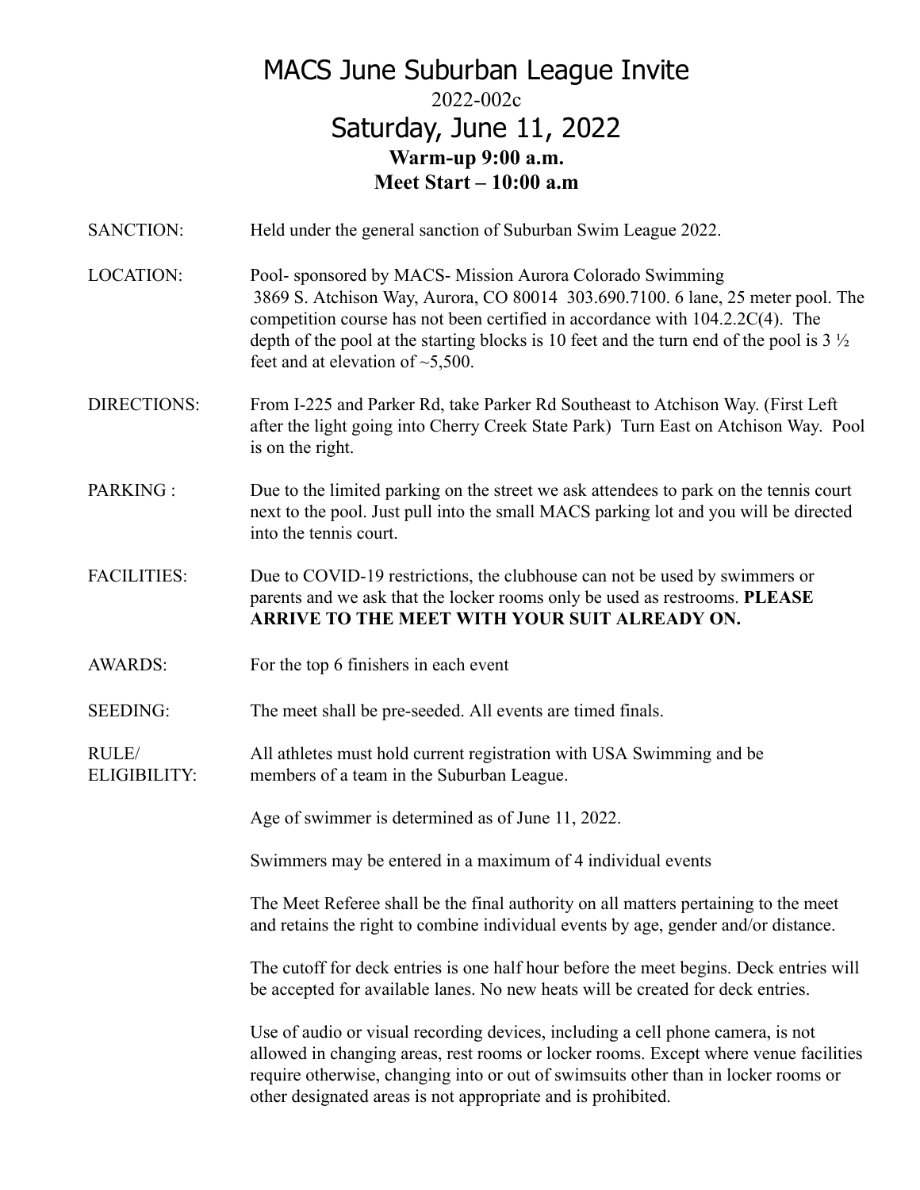# MACS June Suburban League Invite

2022-002c

## Saturday, June 11, 2022

**Warm-up 9:00 a.m.**

**Meet Start – 10:00 a.m**

SANCTION: Held under the general sanction of Suburban Swim League 2022.

LOCATION: Pool- sponsored by MACS- Mission Aurora Colorado Swimming 3869 S. Atchison Way, Aurora, CO 80014 303.690.7100. 6 lane, 25 meter pool. The competition course has not been certified in accordance with 104.2.2C(4). The depth of the pool at the starting blocks is 10 feet and the turn end of the pool is 3 ½ feet and at elevation of ~5,500.

DIRECTIONS: From I-225 and Parker Rd, take Parker Rd Southeast to Atchison Way. (First Left after the light going into Cherry Creek State Park) Turn East on Atchison Way. Pool is on the right.

PARKING : Due to the limited parking on the street we ask attendees to park on the tennis court next to the pool. Just pull into the small MACS parking lot and you will be directed into the tennis court.

FACILITIES: Due to COVID-19 restrictions, the clubhouse can not be used by swimmers or parents and we ask that the locker rooms only be used as restrooms. **PLEASE ARRIVE TO THE MEET WITH YOUR SUIT ALREADY ON.**

AWARDS: For the top 6 finishers in each event

SEEDING: The meet shall be pre-seeded. All events are timed finals.

RULE/ ELIGIBILITY: All athletes must hold current registration with USA Swimming and be members of a team in the Suburban League.

Age of swimmer is determined as of June 11, 2022.

Swimmers may be entered in a maximum of 4 individual events

The Meet Referee shall be the final authority on all matters pertaining to the meet and retains the right to combine individual events by age, gender and/or distance.

The cutoff for deck entries is one half hour before the meet begins. Deck entries will be accepted for available lanes. No new heats will be created for deck entries.

Use of audio or visual recording devices, including a cell phone camera, is not allowed in changing areas, rest rooms or locker rooms. Except where venue facilities require otherwise, changing into or out of swimsuits other than in locker rooms or other designated areas is not appropriate and is prohibited.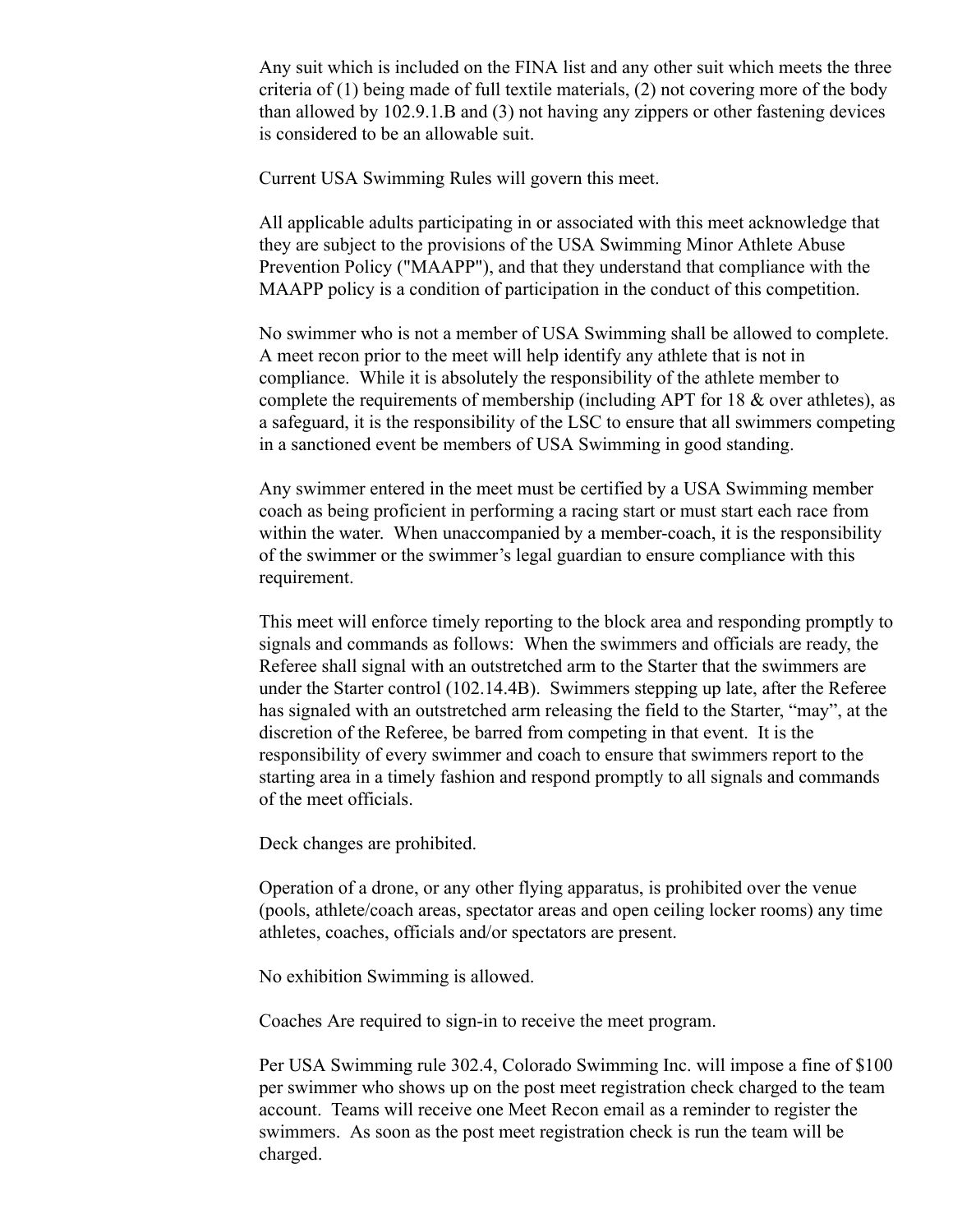Any suit which is included on the FINA list and any other suit which meets the three criteria of (1) being made of full textile materials, (2) not covering more of the body than allowed by 102.9.1.B and (3) not having any zippers or other fastening devices is considered to be an allowable suit.

Current USA Swimming Rules will govern this meet.

All applicable adults participating in or associated with this meet acknowledge that they are subject to the provisions of the USA Swimming Minor Athlete Abuse Prevention Policy ("MAAPP"), and that they understand that compliance with the MAAPP policy is a condition of participation in the conduct of this competition.

No swimmer who is not a member of USA Swimming shall be allowed to complete. A meet recon prior to the meet will help identify any athlete that is not in compliance. While it is absolutely the responsibility of the athlete member to complete the requirements of membership (including APT for 18 & over athletes), as a safeguard, it is the responsibility of the LSC to ensure that all swimmers competing in a sanctioned event be members of USA Swimming in good standing.

Any swimmer entered in the meet must be certified by a USA Swimming member coach as being proficient in performing a racing start or must start each race from within the water. When unaccompanied by a member-coach, it is the responsibility of the swimmer or the swimmer's legal guardian to ensure compliance with this requirement.

This meet will enforce timely reporting to the block area and responding promptly to signals and commands as follows: When the swimmers and officials are ready, the Referee shall signal with an outstretched arm to the Starter that the swimmers are under the Starter control (102.14.4B). Swimmers stepping up late, after the Referee has signaled with an outstretched arm releasing the field to the Starter, "may", at the discretion of the Referee, be barred from competing in that event. It is the responsibility of every swimmer and coach to ensure that swimmers report to the starting area in a timely fashion and respond promptly to all signals and commands of the meet officials.

Deck changes are prohibited.

Operation of a drone, or any other flying apparatus, is prohibited over the venue (pools, athlete/coach areas, spectator areas and open ceiling locker rooms) any time athletes, coaches, officials and/or spectators are present.

No exhibition Swimming is allowed.

Coaches Are required to sign-in to receive the meet program.

Per USA Swimming rule 302.4, Colorado Swimming Inc. will impose a fine of $100 per swimmer who shows up on the post meet registration check charged to the team account. Teams will receive one Meet Recon email as a reminder to register the swimmers. As soon as the post meet registration check is run the team will be charged.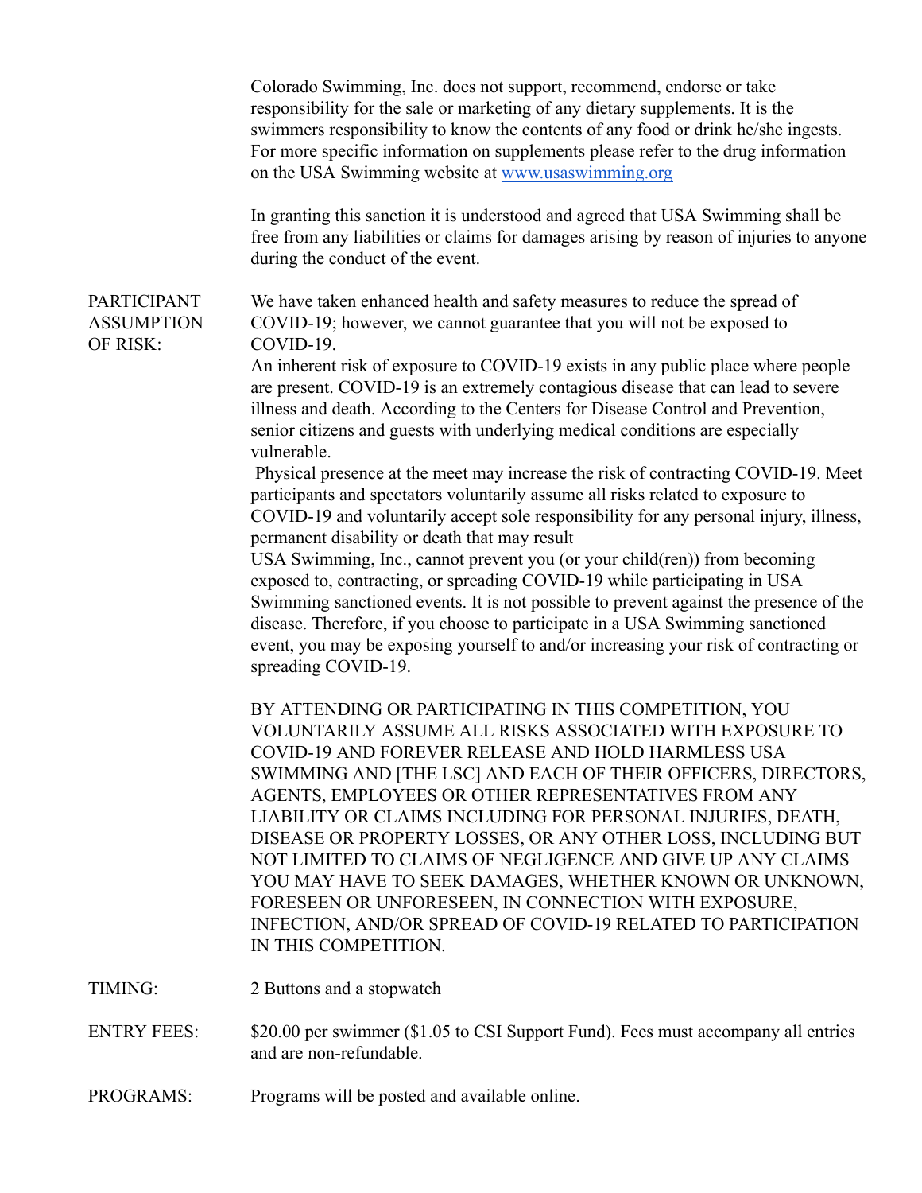Colorado Swimming, Inc. does not support, recommend, endorse or take responsibility for the sale or marketing of any dietary supplements. It is the swimmers responsibility to know the contents of any food or drink he/she ingests. For more specific information on supplements please refer to the drug information on the USA Swimming website at [www.usaswimming.org](http://www.usaswimming.org)

In granting this sanction it is understood and agreed that USA Swimming shall be free from any liabilities or claims for damages arising by reason of injuries to anyone during the conduct of the event.

**PARTICIPANT ASSUMPTION OF RISK:** We have taken enhanced health and safety measures to reduce the spread of COVID-19; however, we cannot guarantee that you will not be exposed to COVID-19.

An inherent risk of exposure to COVID-19 exists in any public place where people are present. COVID-19 is an extremely contagious disease that can lead to severe illness and death. According to the Centers for Disease Control and Prevention, senior citizens and guests with underlying medical conditions are especially vulnerable.

Physical presence at the meet may increase the risk of contracting COVID-19. Meet participants and spectators voluntarily assume all risks related to exposure to COVID-19 and voluntarily accept sole responsibility for any personal injury, illness, permanent disability or death that may result

USA Swimming, Inc., cannot prevent you (or your child(ren)) from becoming exposed to, contracting, or spreading COVID-19 while participating in USA Swimming sanctioned events. It is not possible to prevent against the presence of the disease. Therefore, if you choose to participate in a USA Swimming sanctioned event, you may be exposing yourself to and/or increasing your risk of contracting or spreading COVID-19.

BY ATTENDING OR PARTICIPATING IN THIS COMPETITION, YOU VOLUNTARILY ASSUME ALL RISKS ASSOCIATED WITH EXPOSURE TO COVID-19 AND FOREVER RELEASE AND HOLD HARMLESS USA SWIMMING AND [THE LSC] AND EACH OF THEIR OFFICERS, DIRECTORS, AGENTS, EMPLOYEES OR OTHER REPRESENTATIVES FROM ANY LIABILITY OR CLAIMS INCLUDING FOR PERSONAL INJURIES, DEATH, DISEASE OR PROPERTY LOSSES, OR ANY OTHER LOSS, INCLUDING BUT NOT LIMITED TO CLAIMS OF NEGLIGENCE AND GIVE UP ANY CLAIMS YOU MAY HAVE TO SEEK DAMAGES, WHETHER KNOWN OR UNKNOWN, FORESEEN OR UNFORESEEN, IN CONNECTION WITH EXPOSURE, INFECTION, AND/OR SPREAD OF COVID-19 RELATED TO PARTICIPATION IN THIS COMPETITION.

**TIMING:** 2 Buttons and a stopwatch

**ENTRY FEES:** $20.00 per swimmer ($1.05 to CSI Support Fund). Fees must accompany all entries and are non-refundable.

**PROGRAMS:** Programs will be posted and available online.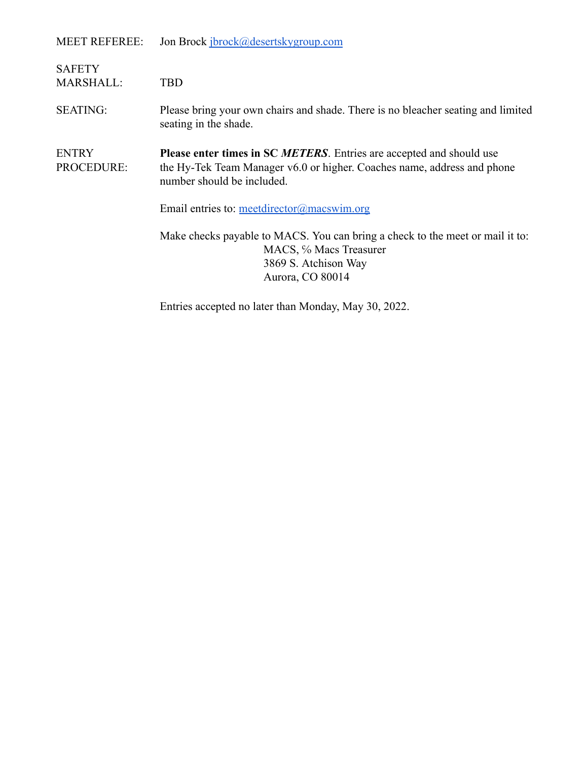MEET REFEREE: Jon Brock jbrock@desertskygroup.com

SAFETY MARSHALL: TBD

SEATING: Please bring your own chairs and shade. There is no bleacher seating and limited seating in the shade.

ENTRY PROCEDURE: **Please enter times in SC *METERS***. Entries are accepted and should use the Hy-Tek Team Manager v6.0 or higher. Coaches name, address and phone number should be included.

Email entries to: meetdirector@macswim.org

Make checks payable to MACS. You can bring a check to the meet or mail it to:

MACS, % Macs Treasurer
3869 S. Atchison Way
Aurora, CO 80014

Entries accepted no later than Monday, May 30, 2022.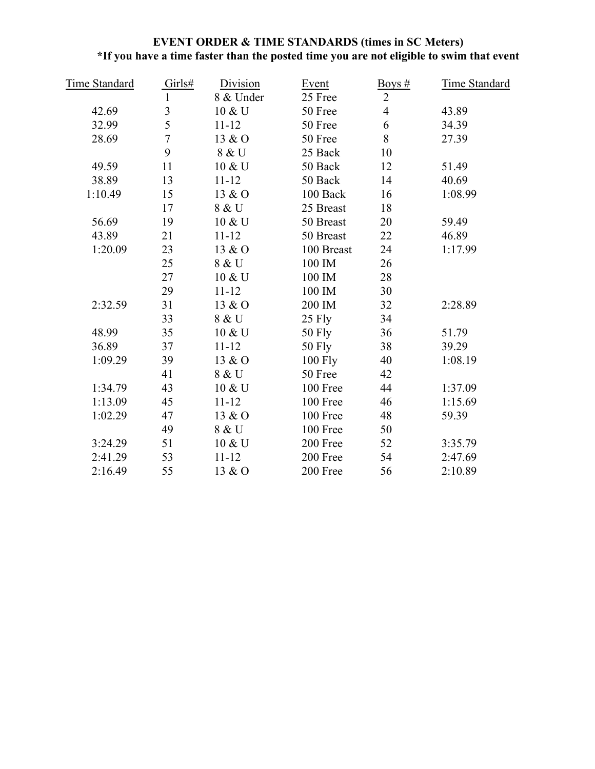**EVENT ORDER & TIME STANDARDS (times in SC Meters)**

***If you have a time faster than the posted time you are not eligible to swim that event**

| Time Standard | Girls# | Division | Event | Boys # | Time Standard |
|---|---|---|---|---|---|
| | 1 | 8 & Under | 25 Free | 2 | |
| 42.69 | 3 | 10 & U | 50 Free | 4 | 43.89 |
| 32.99 | 5 | 11-12 | 50 Free | 6 | 34.39 |
| 28.69 | 7 | 13 & O | 50 Free | 8 | 27.39 |
| | 9 | 8 & U | 25 Back | 10 | |
| 49.59 | 11 | 10 & U | 50 Back | 12 | 51.49 |
| 38.89 | 13 | 11-12 | 50 Back | 14 | 40.69 |
| 1:10.49 | 15 | 13 & O | 100 Back | 16 | 1:08.99 |
| | 17 | 8 & U | 25 Breast | 18 | |
| 56.69 | 19 | 10 & U | 50 Breast | 20 | 59.49 |
| 43.89 | 21 | 11-12 | 50 Breast | 22 | 46.89 |
| 1:20.09 | 23 | 13 & O | 100 Breast | 24 | 1:17.99 |
| | 25 | 8 & U | 100 IM | 26 | |
| | 27 | 10 & U | 100 IM | 28 | |
| | 29 | 11-12 | 100 IM | 30 | |
| 2:32.59 | 31 | 13 & O | 200 IM | 32 | 2:28.89 |
| | 33 | 8 & U | 25 Fly | 34 | |
| 48.99 | 35 | 10 & U | 50 Fly | 36 | 51.79 |
| 36.89 | 37 | 11-12 | 50 Fly | 38 | 39.29 |
| 1:09.29 | 39 | 13 & O | 100 Fly | 40 | 1:08.19 |
| | 41 | 8 & U | 50 Free | 42 | |
| 1:34.79 | 43 | 10 & U | 100 Free | 44 | 1:37.09 |
| 1:13.09 | 45 | 11-12 | 100 Free | 46 | 1:15.69 |
| 1:02.29 | 47 | 13 & O | 100 Free | 48 | 59.39 |
| | 49 | 8 & U | 100 Free | 50 | |
| 3:24.29 | 51 | 10 & U | 200 Free | 52 | 3:35.79 |
| 2:41.29 | 53 | 11-12 | 200 Free | 54 | 2:47.69 |
| 2:16.49 | 55 | 13 & O | 200 Free | 56 | 2:10.89 |